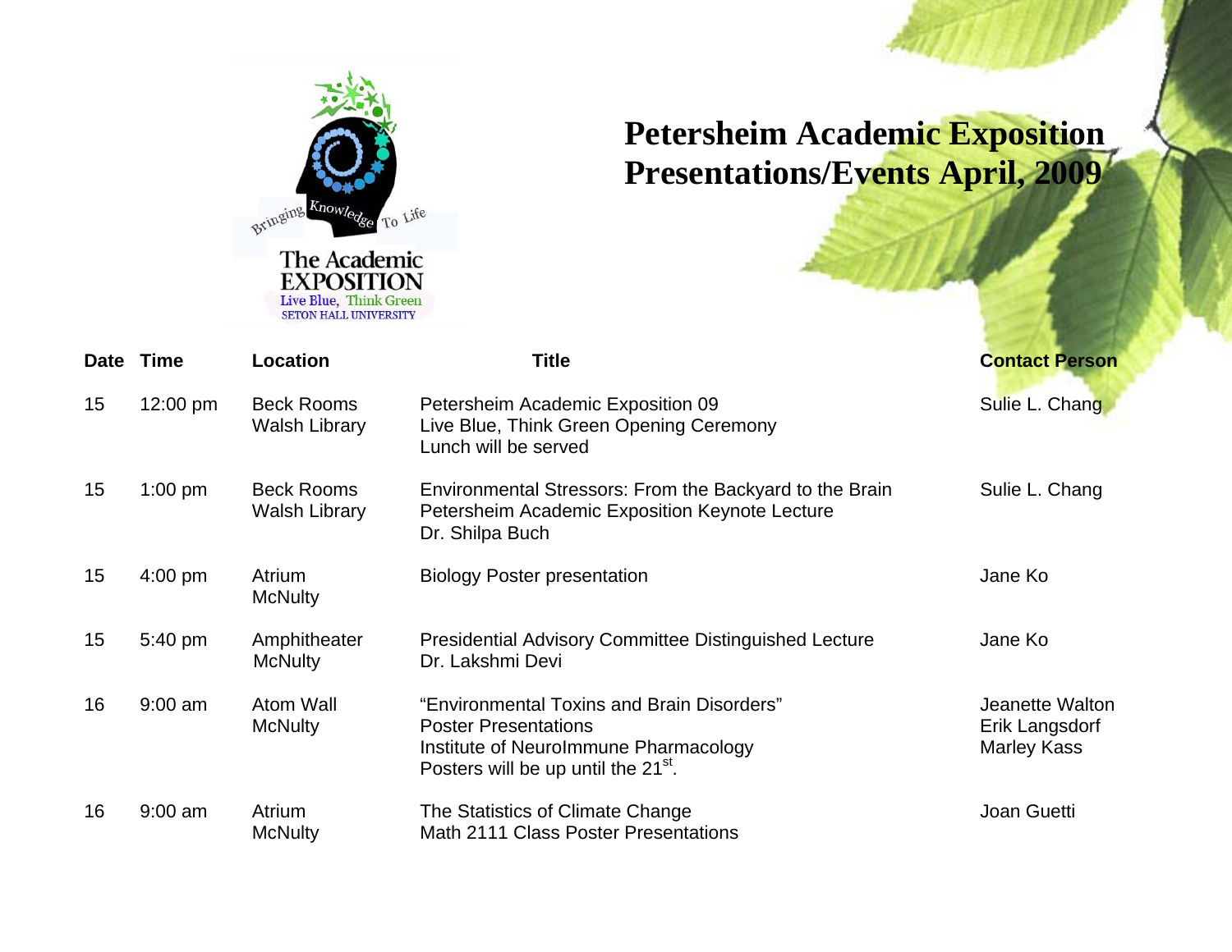# Petersheim Academic Exposition Presentations/Events April, 2009

Bringing Knowledge To Life

The Academic EXPOSITION
Live Blue, Think Green
SETON HALL UNIVERSITY

| Date | Time | Location | Title | Contact Person |
| --- | --- | --- | --- | --- |
| 15 | 12:00 pm | Beck Rooms Walsh Library | Petersheim Academic Exposition 09<br>Live Blue, Think Green Opening Ceremony<br>Lunch will be served | Sulie L. Chang |
| 15 | 1:00 pm | Beck Rooms Walsh Library | Environmental Stressors: From the Backyard to the Brain<br>Petersheim Academic Exposition Keynote Lecture<br>Dr. Shilpa Buch | Sulie L. Chang |
| 15 | 4:00 pm | Atrium McNulty | Biology Poster presentation | Jane Ko |
| 15 | 5:40 pm | Amphitheater McNulty | Presidential Advisory Committee Distinguished Lecture<br>Dr. Lakshmi Devi | Jane Ko |
| 16 | 9:00 am | Atom Wall McNulty | "Environmental Toxins and Brain Disorders"<br>Poster Presentations<br>Institute of NeuroImmune Pharmacology<br>Posters will be up until the 21st. | Jeanette Walton<br>Erik Langsdorf<br>Marley Kass |
| 16 | 9:00 am | Atrium McNulty | The Statistics of Climate Change<br>Math 2111 Class Poster Presentations | Joan Guetti |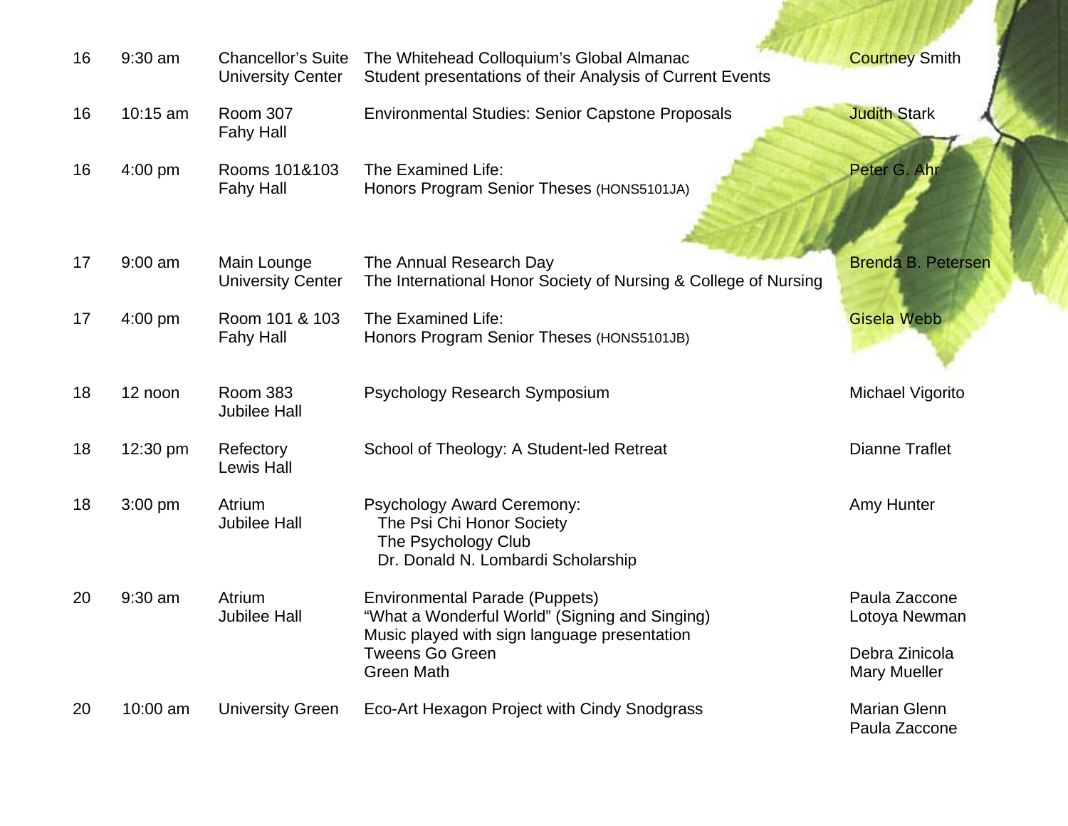| | | | | |
|---|---|---|---|---|
| 16 | 9:30 am | Chancellor's Suite University Center | The Whitehead Colloquium's Global Almanac<br>Student presentations of their Analysis of Current Events | Courtney Smith |
| 16 | 10:15 am | Room 307 Fahy Hall | Environmental Studies: Senior Capstone Proposals | Judith Stark |
| 16 | 4:00 pm | Rooms 101&103 Fahy Hall | The Examined Life:<br>Honors Program Senior Theses (HONS5101JA) | Peter G. Ahr |
| 17 | 9:00 am | Main Lounge University Center | The Annual Research Day<br>The International Honor Society of Nursing & College of Nursing | Brenda B. Petersen |
| 17 | 4:00 pm | Room 101 & 103 Fahy Hall | The Examined Life:<br>Honors Program Senior Theses (HONS5101JB) | Gisela Webb |
| 18 | 12 noon | Room 383 Jubilee Hall | Psychology Research Symposium | Michael Vigorito |
| 18 | 12:30 pm | Refectory Lewis Hall | School of Theology: A Student-led Retreat | Dianne Traflet |
| 18 | 3:00 pm | Atrium Jubilee Hall | Psychology Award Ceremony:<br>The Psi Chi Honor Society<br>The Psychology Club<br>Dr. Donald N. Lombardi Scholarship | Amy Hunter |
| 20 | 9:30 am | Atrium Jubilee Hall | Environmental Parade (Puppets)<br>"What a Wonderful World" (Signing and Singing)<br>Music played with sign language presentation<br>Tweens Go Green<br>Green Math | Paula Zaccone<br>Lotoya Newman<br><br>Debra Zinicola<br>Mary Mueller |
| 20 | 10:00 am | University Green | Eco-Art Hexagon Project with Cindy Snodgrass | Marian Glenn<br>Paula Zaccone |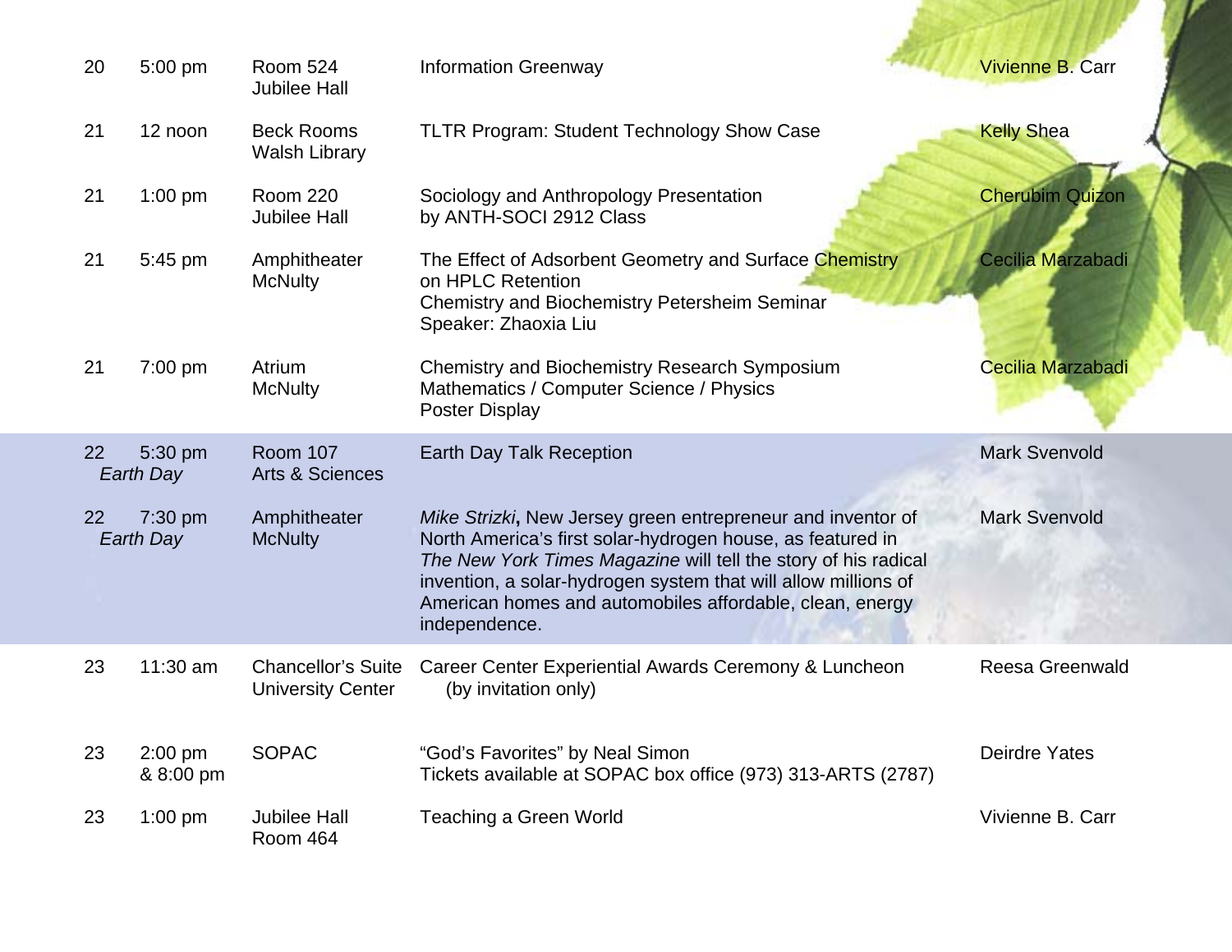| | | | | |
|---|---|---|---|---|
| 20 | 5:00 pm | Room 524<br>Jubilee Hall | Information Greenway | Vivienne B. Carr |
| 21 | 12 noon | Beck Rooms<br>Walsh Library | TLTR Program: Student Technology Show Case | Kelly Shea |
| 21 | 1:00 pm | Room 220<br>Jubilee Hall | Sociology and Anthropology Presentation<br>by ANTH-SOCI 2912 Class | Cherubim Quizon |
| 21 | 5:45 pm | Amphitheater<br>McNulty | The Effect of Adsorbent Geometry and Surface Chemistry on HPLC Retention<br>Chemistry and Biochemistry Petersheim Seminar<br>Speaker: Zhaoxia Liu | Cecilia Marzabadi |
| 21 | 7:00 pm | Atrium<br>McNulty | Chemistry and Biochemistry Research Symposium<br>Mathematics / Computer Science / Physics<br>Poster Display | Cecilia Marzabadi |
| 22<br>*Earth Day* | 5:30 pm | Room 107<br>Arts & Sciences | Earth Day Talk Reception | Mark Svenvold |
| 22<br>*Earth Day* | 7:30 pm | Amphitheater<br>McNulty | *Mike Strizki*, New Jersey green entrepreneur and inventor of North America's first solar-hydrogen house, as featured in *The New York Times Magazine* will tell the story of his radical invention, a solar-hydrogen system that will allow millions of American homes and automobiles affordable, clean, energy independence. | Mark Svenvold |
| 23 | 11:30 am | Chancellor's Suite<br>University Center | Career Center Experiential Awards Ceremony & Luncheon<br>(by invitation only) | Reesa Greenwald |
| 23 | 2:00 pm<br>& 8:00 pm | SOPAC | "God's Favorites" by Neal Simon<br>Tickets available at SOPAC box office (973) 313-ARTS (2787) | Deirdre Yates |
| 23 | 1:00 pm | Jubilee Hall<br>Room 464 | Teaching a Green World | Vivienne B. Carr |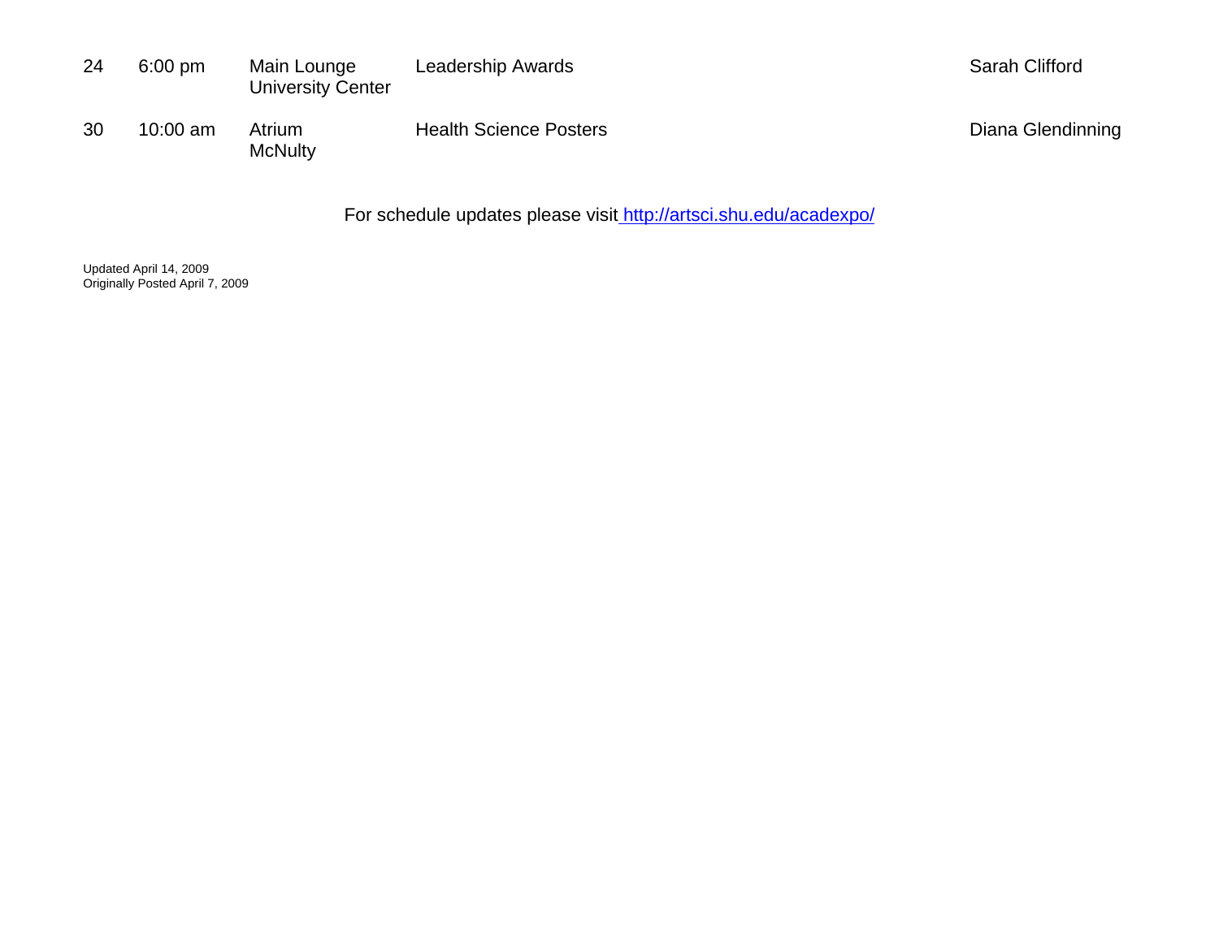| | | | | |
|---|---|---|---|---|
| 24 | 6:00 pm | Main Lounge University Center | Leadership Awards | Sarah Clifford |
| 30 | 10:00 am | Atrium McNulty | Health Science Posters | Diana Glendinning |

For schedule updates please visit http://artsci.shu.edu/acadexpo/

Updated April 14, 2009
Originally Posted April 7, 2009